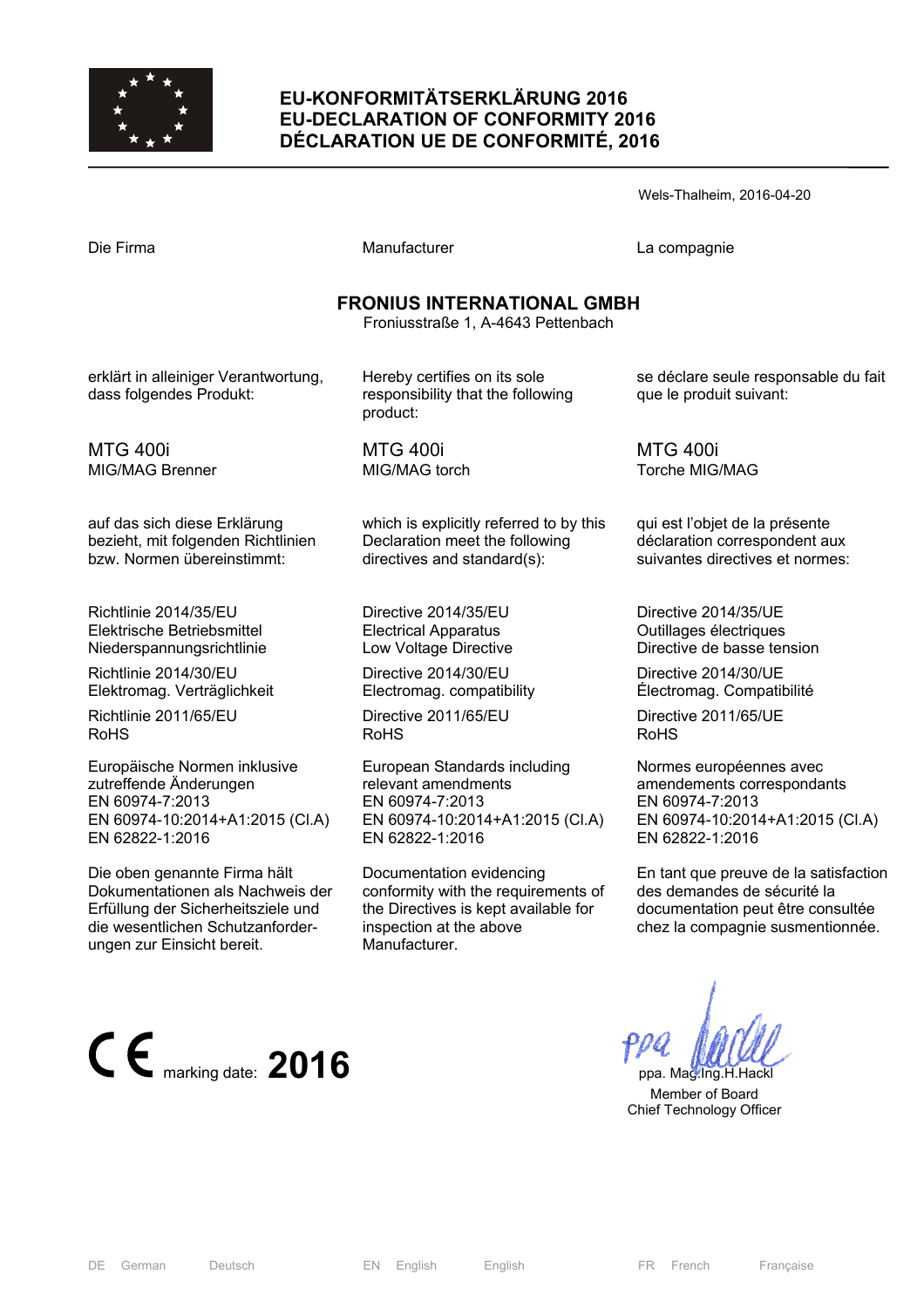# EU-KONFORMITÄTSERKLÄRUNG 2016
# EU-DECLARATION OF CONFORMITY 2016
# DÉCLARATION UE DE CONFORMITÉ, 2016

Wels-Thalheim, 2016-04-20

Die Firma

Manufacturer

La compagnie

**FRONIUS INTERNATIONAL GMBH**

Froniusstraße 1, A-4643 Pettenbach

erklärt in alleiniger Verantwortung, dass folgendes Produkt:

MTG 400i
MIG/MAG Brenner

auf das sich diese Erklärung bezieht, mit folgenden Richtlinien bzw. Normen übereinstimmt:

Richtlinie 2014/35/EU
Elektrische Betriebsmittel
Niederspannungsrichtlinie

Richtlinie 2014/30/EU
Elektromag. Verträglichkeit

Richtlinie 2011/65/EU
RoHS

Europäische Normen inklusive zutreffende Änderungen
EN 60974-7:2013
EN 60974-10:2014+A1:2015 (Cl.A)
EN 62822-1:2016

Die oben genannte Firma hält Dokumentationen als Nachweis der Erfüllung der Sicherheitsziele und die wesentlichen Schutzanforderungen zur Einsicht bereit.

Hereby certifies on its sole responsibility that the following product:

MTG 400i
MIG/MAG torch

which is explicitly referred to by this Declaration meet the following directives and standard(s):

Directive 2014/35/EU
Electrical Apparatus
Low Voltage Directive

Directive 2014/30/EU
Electromag. compatibility

Directive 2011/65/EU
RoHS

European Standards including relevant amendments
EN 60974-7:2013
EN 60974-10:2014+A1:2015 (Cl.A)
EN 62822-1:2016

Documentation evidencing conformity with the requirements of the Directives is kept available for inspection at the above Manufacturer.

se déclare seule responsable du fait que le produit suivant:

MTG 400i
Torche MIG/MAG

qui est l'objet de la présente déclaration correspondent aux suivantes directives et normes:

Directive 2014/35/UE
Outillages électriques
Directive de basse tension

Directive 2014/30/UE
Électromag. Compatibilité

Directive 2011/65/UE
RoHS

Normes européennes avec amendements correspondants
EN 60974-7:2013
EN 60974-10:2014+A1:2015 (Cl.A)
EN 62822-1:2016

En tant que preuve de la satisfaction des demandes de sécurité la documentation peut être consultée chez la compagnie susmentionnée.

CE marking date: **2016**

ppa. Mag.Ing.H.Hackl
Member of Board
Chief Technology Officer

DE German Deutsch | EN English English | FR French Française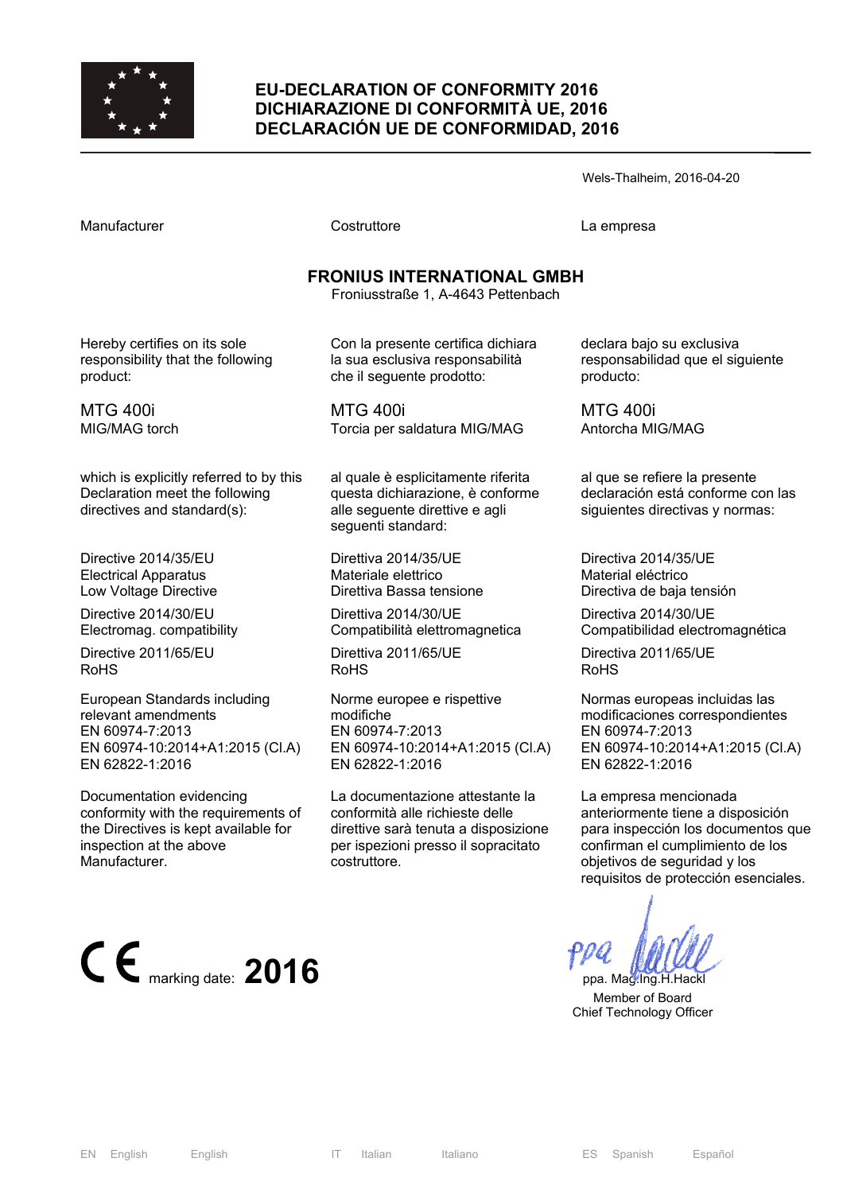# EU-DECLARATION OF CONFORMITY 2016
# DICHIARAZIONE DI CONFORMITÀ UE, 2016
# DECLARACIÓN UE DE CONFORMIDAD, 2016

Wels-Thalheim, 2016-04-20

Manufacturer

**FRONIUS INTERNATIONAL GMBH**
Froniusstraße 1, A-4643 Pettenbach

Hereby certifies on its sole responsibility that the following product:

MTG 400i
MIG/MAG torch

which is explicitly referred to by this Declaration meet the following directives and standard(s):

Directive 2014/35/EU
Electrical Apparatus
Low Voltage Directive

Directive 2014/30/EU
Electromag. compatibility

Directive 2011/65/EU
RoHS

European Standards including relevant amendments
EN 60974-7:2013
EN 60974-10:2014+A1:2015 (Cl.A)
EN 62822-1:2016

Documentation evidencing conformity with the requirements of the Directives is kept available for inspection at the above Manufacturer.

Costruttore

Con la presente certifica dichiara la sua esclusiva responsabilità che il seguente prodotto:

MTG 400i
Torcia per saldatura MIG/MAG

al quale è esplicitamente riferita questa dichiarazione, è conforme alle seguente direttive e agli seguenti standard:

Direttiva 2014/35/UE
Materiale elettrico
Direttiva Bassa tensione

Direttiva 2014/30/UE
Compatibilità elettromagnetica

Direttiva 2011/65/UE
RoHS

Norme europee e rispettive modifiche
EN 60974-7:2013
EN 60974-10:2014+A1:2015 (Cl.A)
EN 62822-1:2016

La documentazione attestante la conformità alle richieste delle direttive sarà tenuta a disposizione per ispezioni presso il sopracitato costruttore.

La empresa

declara bajo su exclusiva responsabilidad que el siguiente producto:

MTG 400i
Antorcha MIG/MAG

al que se refiere la presente declaración está conforme con las siguientes directivas y normas:

Directiva 2014/35/UE
Material eléctrico
Directiva de baja tensión

Directiva 2014/30/UE
Compatibilidad electromagnética

Directiva 2011/65/UE
RoHS

Normas europeas incluidas las modificaciones correspondientes
EN 60974-7:2013
EN 60974-10:2014+A1:2015 (Cl.A)
EN 62822-1:2016

La empresa mencionada anteriormente tiene a disposición para inspección los documentos que confirman el cumplimiento de los objetivos de seguridad y los requisitos de protección esenciales.

CE marking date: **2016**

ppa. Mag.Ing.H.Hackl
Member of Board
Chief Technology Officer

EN English English &nbsp;&nbsp; IT Italian Italiano &nbsp;&nbsp; ES Spanish Español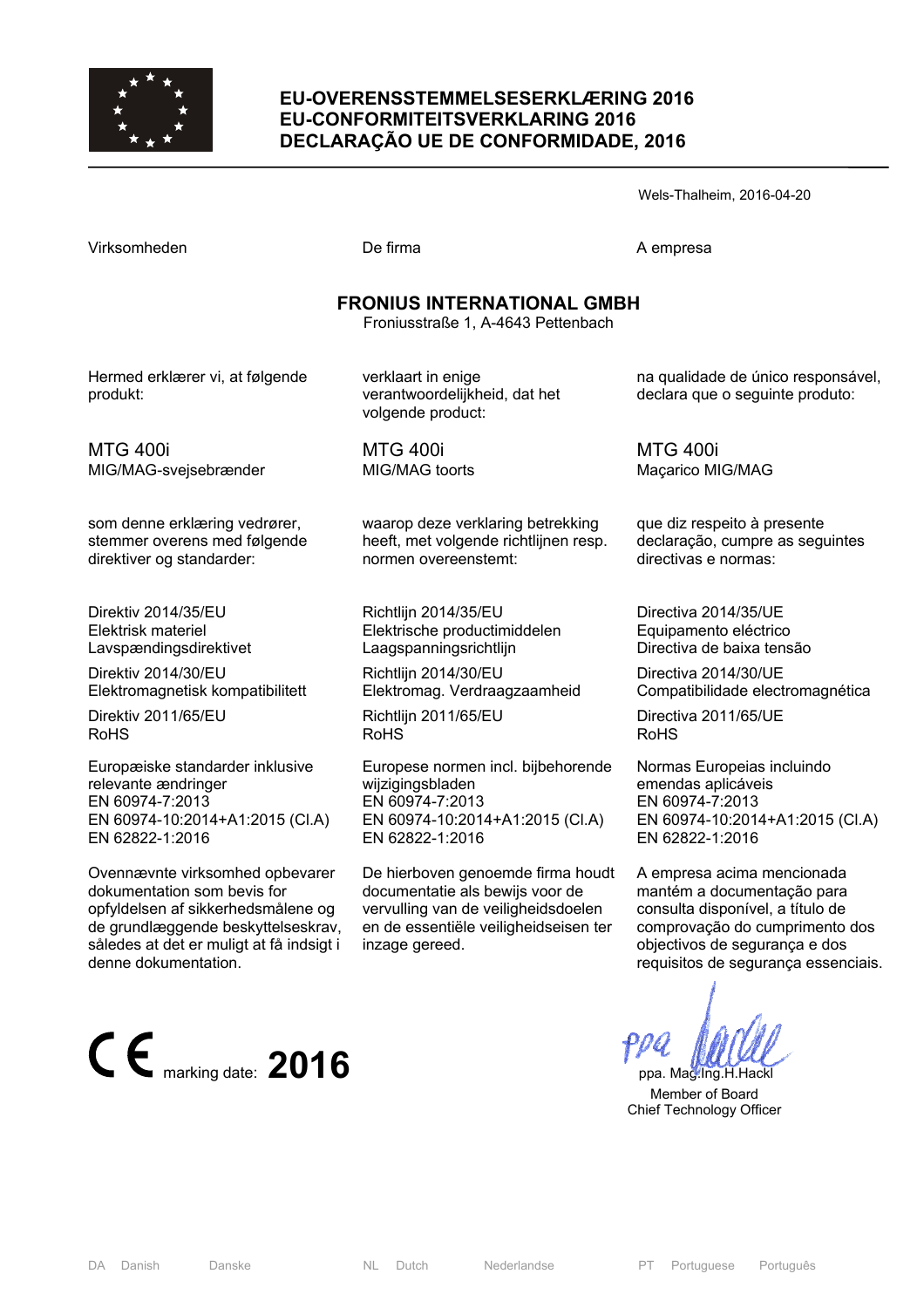# EU-OVERENSSTEMMELSESERKLÆRING 2016
# EU-CONFORMITEITSVERKLARING 2016
# DECLARAÇÃO UE DE CONFORMIDADE, 2016

Wels-Thalheim, 2016-04-20

Virksomheden

De firma

A empresa

**FRONIUS INTERNATIONAL GMBH**
Froniusstraße 1, A-4643 Pettenbach

Hermed erklærer vi, at følgende produkt:

MTG 400i
MIG/MAG-svejsebrænder

som denne erklæring vedrører, stemmer overens med følgende direktiver og standarder:

Direktiv 2014/35/EU
Elektrisk materiel
Lavspændingsdirektivet

Direktiv 2014/30/EU
Elektromagnetisk kompatibilitett

Direktiv 2011/65/EU
RoHS

Europæiske standarder inklusive relevante ændringer
EN 60974-7:2013
EN 60974-10:2014+A1:2015 (Cl.A)
EN 62822-1:2016

Ovennævnte virksomhed opbevarer dokumentation som bevis for opfyldelsen af sikkerhedsmålene og de grundlæggende beskyttelseskrav, således at det er muligt at få indsigt i denne dokumentation.

verklaart in enige verantwoordelijkheid, dat het volgende product:

MTG 400i
MIG/MAG toorts

waarop deze verklaring betrekking heeft, met volgende richtlijnen resp. normen overeenstemt:

Richtlijn 2014/35/EU
Elektrische productimiddelen
Laagspanningsrichtlijn

Richtlijn 2014/30/EU
Elektromag. Verdraagzaamheid

Richtlijn 2011/65/EU
RoHS

Europese normen incl. bijbehorende wijzigingsbladen
EN 60974-7:2013
EN 60974-10:2014+A1:2015 (Cl.A)
EN 62822-1:2016

De hierboven genoemde firma houdt documentatie als bewijs voor de vervulling van de veiligheidsdoelen en de essentiële veiligheidseisen ter inzage gereed.

na qualidade de único responsável, declara que o seguinte produto:

MTG 400i
Maçarico MIG/MAG

que diz respeito à presente declaração, cumpre as seguintes directivas e normas:

Directiva 2014/35/UE
Equipamento eléctrico
Directiva de baixa tensão

Directiva 2014/30/UE
Compatibilidade electromagnética

Directiva 2011/65/UE
RoHS

Normas Europeias incluindo emendas aplicáveis
EN 60974-7:2013
EN 60974-10:2014+A1:2015 (Cl.A)
EN 62822-1:2016

A empresa acima mencionada mantém a documentação para consulta disponível, a título de comprovação do cumprimento dos objectivos de segurança e dos requisitos de segurança essenciais.

CE marking date: **2016**

ppa. Mag.Ing.H.Hackl
Member of Board
Chief Technology Officer

DA Danish Danske | NL Dutch Nederlandse | PT Portuguese Português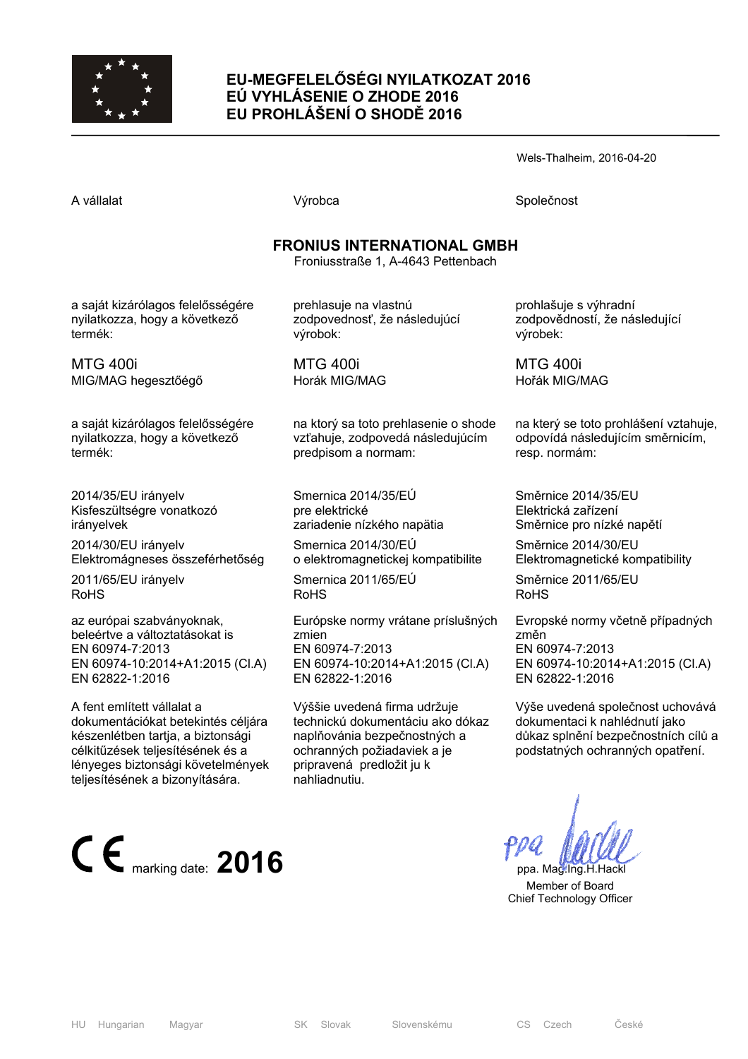# EU-MEGFELELŐSÉGI NYILATKOZAT 2016
# EÚ VYHLÁSENIE O ZHODE 2016
# EU PROHLÁŠENÍ O SHODĚ 2016

Wels-Thalheim, 2016-04-20

| A vállalat | Výrobca | Společnost |
|---|---|---|

**FRONIUS INTERNATIONAL GMBH**
Froniusstraße 1, A-4643 Pettenbach

| | | |
|---|---|---|
| a saját kizárólagos felelősségére nyilatkozza, hogy a következő termék: | prehlasuje na vlastnú zodpovednosť, že následujúcí výrobok: | prohlašuje s výhradní zodpovědností, že následující výrobek: |
| MTG 400i<br>MIG/MAG hegesztőégő | MTG 400i<br>Horák MIG/MAG | MTG 400i<br>Hořák MIG/MAG |
| a saját kizárólagos felelősségére nyilatkozza, hogy a következő termék: | na ktorý sa toto prehlasenie o shode vzťahuje, zodpovedá následujúcím predpisom a normam: | na který se toto prohlášení vztahuje, odpovídá následujícím směrnicím, resp. normám: |
| 2014/35/EU irányelv<br>Kisfeszültségre vonatkozó irányelvek | Smernica 2014/35/EÚ<br>pre elektrické zariadenie nízkého napätia | Směrnice 2014/35/EU<br>Elektrická zařízení<br>Směrnice pro nízké napětí |
| 2014/30/EU irányelv<br>Elektromágneses összeférhetőség | Smernica 2014/30/EÚ<br>o elektromagnetickej kompatibilite | Směrnice 2014/30/EU<br>Elektromagnetické kompatibility |
| 2011/65/EU irányelv<br>RoHS | Smernica 2011/65/EÚ<br>RoHS | Směrnice 2011/65/EU<br>RoHS |
| az európai szabványoknak, beleértve a változtatásokat is<br>EN 60974-7:2013<br>EN 60974-10:2014+A1:2015 (Cl.A)<br>EN 62822-1:2016 | Európske normy vrátane príslušných zmien<br>EN 60974-7:2013<br>EN 60974-10:2014+A1:2015 (Cl.A)<br>EN 62822-1:2016 | Evropské normy včetně případných změn<br>EN 60974-7:2013<br>EN 60974-10:2014+A1:2015 (Cl.A)<br>EN 62822-1:2016 |
| A fent említett vállalat a dokumentációkat betekintés céljára készenlétben tartja, a biztonsági célkitűzések teljesítésének és a lényeges biztonsági követelmények teljesítésének a bizonyítására. | Výššie uvedená firma udržuje technickú dokumentáciu ako dókaz naplňovánia bezpečnostných a ochranných požiadaviek a je pripravená predložit ju k nahliadnutiu. | Výše uvedená společnost uchovává dokumentaci k nahlédnutí jako důkaz splnění bezpečnostních cílů a podstatných ochranných opatření. |

CE marking date: **2016**

ppa. Mag.Ing.H.Hackl
Member of Board
Chief Technology Officer

HU Hungarian Magyar | SK Slovak Slovenskému | CS Czech České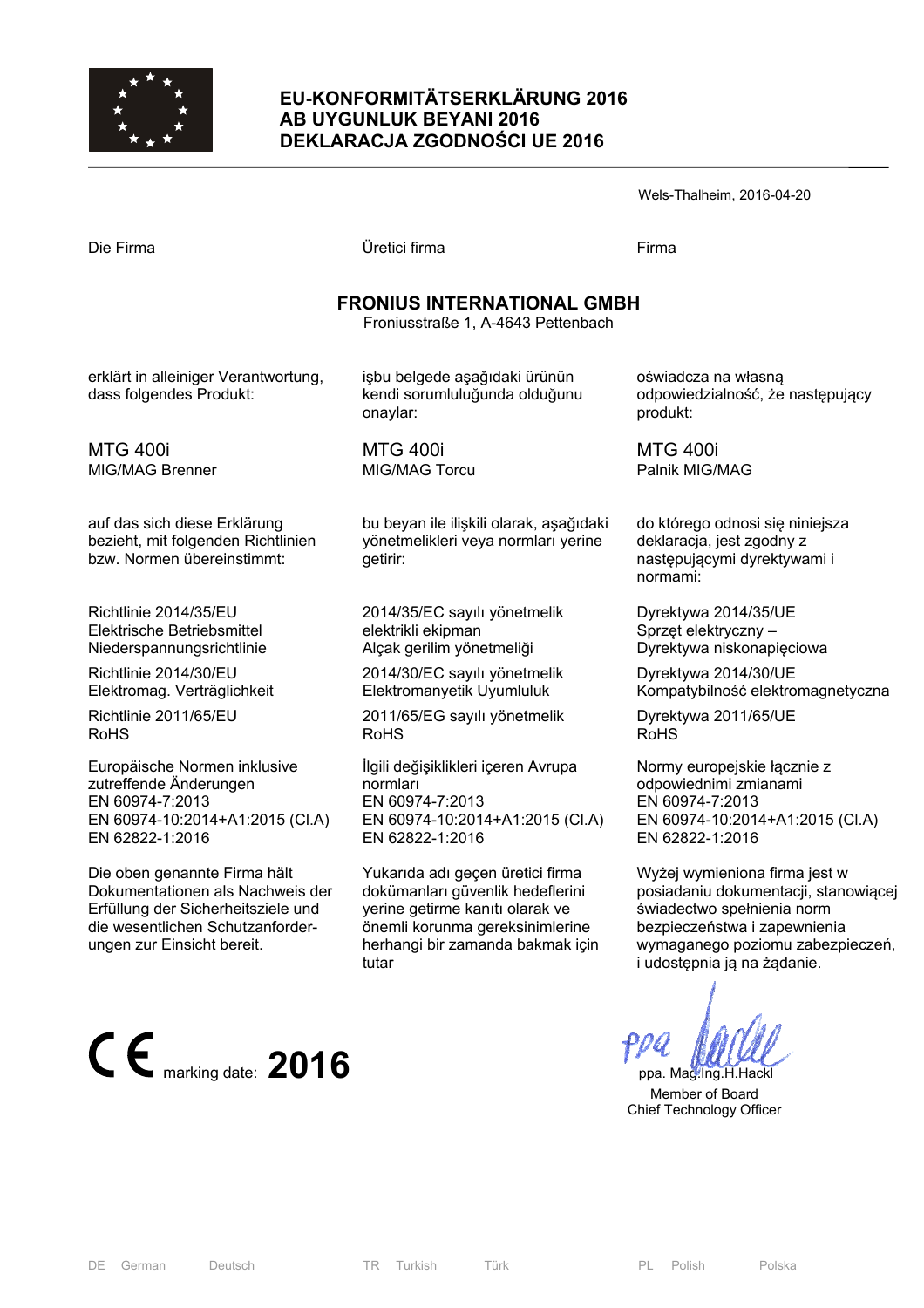# EU-KONFORMITÄTSERKLÄRUNG 2016
# AB UYGUNLUK BEYANI 2016
# DEKLARACJA ZGODNOŚCI UE 2016

Wels-Thalheim, 2016-04-20

| Die Firma | Üretici firma | Firma |
|---|---|---|

**FRONIUS INTERNATIONAL GMBH**
Froniusstraße 1, A-4643 Pettenbach

| | | |
|---|---|---|
| erklärt in alleiniger Verantwortung, dass folgendes Produkt: | işbu belgede aşağıdaki ürünün kendi sorumluluğunda olduğunu onaylar: | oświadcza na własną odpowiedzialność, że następujący produkt: |
| MTG 400i<br>MIG/MAG Brenner | MTG 400i<br>MIG/MAG Torcu | MTG 400i<br>Palnik MIG/MAG |
| auf das sich diese Erklärung bezieht, mit folgenden Richtlinien bzw. Normen übereinstimmt: | bu beyan ile ilişkili olarak, aşağıdaki yönetmelikleri veya normları yerine getirir: | do którego odnosi się niniejsza deklaracja, jest zgodny z następującymi dyrektywami i normami: |
| Richtlinie 2014/35/EU<br>Elektrische Betriebsmittel Niederspannungsrichtlinie | 2014/35/EC sayılı yönetmelik<br>elektrikli ekipman<br>Alçak gerilim yönetmeliği | Dyrektywa 2014/35/UE<br>Sprzęt elektryczny –<br>Dyrektywa niskonapięciowa |
| Richtlinie 2014/30/EU<br>Elektromag. Verträglichkeit | 2014/30/EC sayılı yönetmelik<br>Elektromanyetik Uyumluluk | Dyrektywa 2014/30/UE<br>Kompatybilność elektromagnetyczna |
| Richtlinie 2011/65/EU<br>RoHS | 2011/65/EG sayılı yönetmelik<br>RoHS | Dyrektywa 2011/65/UE<br>RoHS |
| Europäische Normen inklusive zutreffende Änderungen<br>EN 60974-7:2013<br>EN 60974-10:2014+A1:2015 (Cl.A)<br>EN 62822-1:2016 | İlgili değişiklikleri içeren Avrupa normları<br>EN 60974-7:2013<br>EN 60974-10:2014+A1:2015 (Cl.A)<br>EN 62822-1:2016 | Normy europejskie łącznie z odpowiednimi zmianami<br>EN 60974-7:2013<br>EN 60974-10:2014+A1:2015 (Cl.A)<br>EN 62822-1:2016 |
| Die oben genannte Firma hält Dokumentationen als Nachweis der Erfüllung der Sicherheitsziele und die wesentlichen Schutzanforderungen zur Einsicht bereit. | Yukarıda adı geçen üretici firma dokümanları güvenlik hedeflerini yerine getirme kanıtı olarak ve önemli korunma gereksinimlerine herhangi bir zamanda bakmak için tutar | Wyżej wymieniona firma jest w posiadaniu dokumentacji, stanowiącej świadectwo spełnienia norm bezpieczeństwa i zapewnienia wymaganego poziomu zabezpieczeń, i udostępnia ją na żądanie. |

CE marking date: **2016**

ppa. Mag.Ing.H.Hackl
Member of Board
Chief Technology Officer

DE German Deutsch | TR Turkish Türk | PL Polish Polska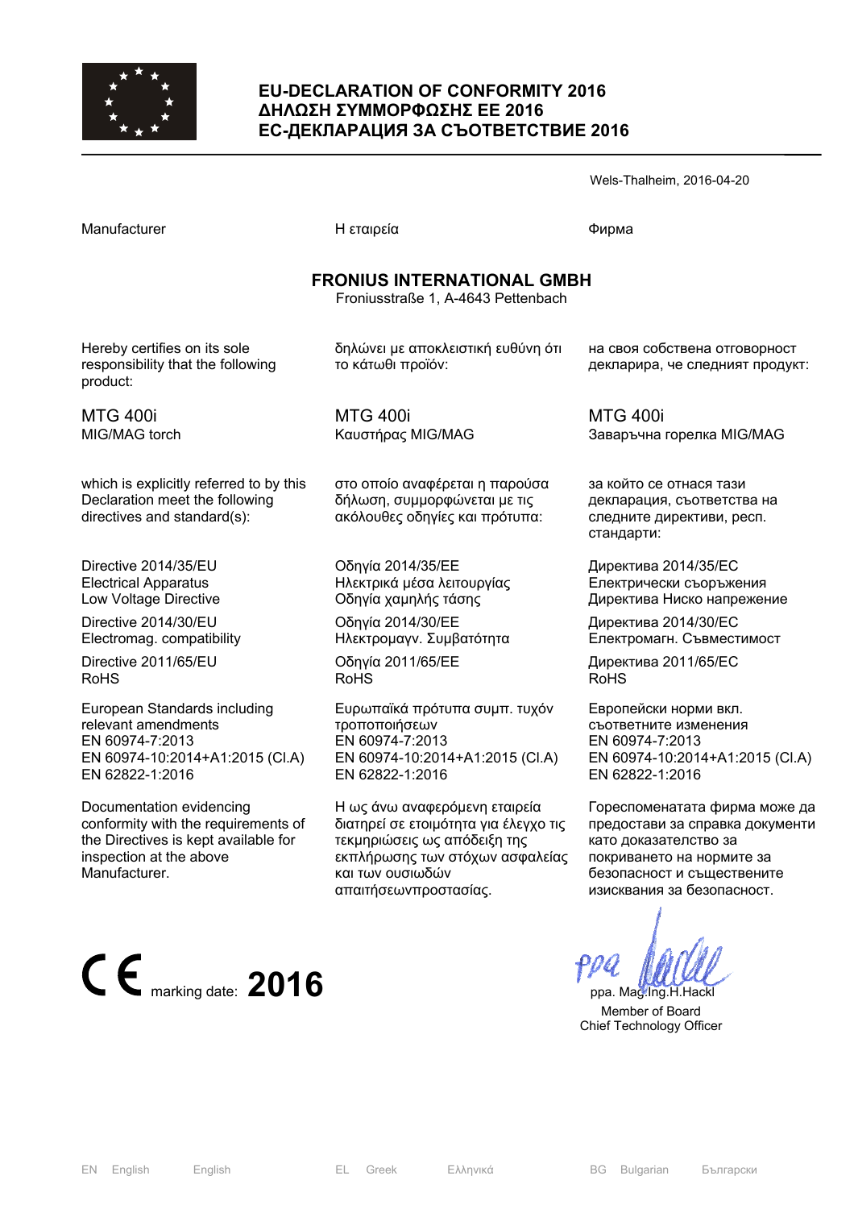# EU-DECLARATION OF CONFORMITY 2016
# ΔΗΛΩΣΗ ΣΥΜΜΟΡΦΩΣΗΣ ΕΕ 2016
# ЕС-ДЕКЛАРАЦИЯ ЗА СЪОТВЕТСТВИЕ 2016

Wels-Thalheim, 2016-04-20

| | | |
|---|---|---|
| Manufacturer | Η εταιρεία | Фирма |

**FRONIUS INTERNATIONAL GMBH**
Froniusstraße 1, A-4643 Pettenbach

| | | |
|---|---|---|
| Hereby certifies on its sole responsibility that the following product: | δηλώνει με αποκλειστική ευθύνη ότι το κάτωθι προϊόν: | на своя собствена отговорност декларира, че следният продукт: |
| MTG 400i<br>MIG/MAG torch | MTG 400i<br>Καυστήρας MIG/MAG | MTG 400i<br>Заваръчна горелка MIG/MAG |
| which is explicitly referred to by this Declaration meet the following directives and standard(s): | στο οποίο αναφέρεται η παρούσα δήλωση, συμμορφώνεται με τις ακόλουθες οδηγίες και πρότυπα: | за който се отнася тази декларация, съответства на следните директиви, респ. стандарти: |
| Directive 2014/35/EU<br>Electrical Apparatus<br>Low Voltage Directive | Οδηγία 2014/35/ΕΕ<br>Ηλεκτρικά μέσα λειτουργίας<br>Οδηγία χαμηλής τάσης | Директива 2014/35/ЕС<br>Електрически съоръжения<br>Директива Ниско напрежение |
| Directive 2014/30/EU<br>Electromag. compatibility | Οδηγία 2014/30/ΕΕ<br>Ηλεκτρομαγν. Συμβατότητα | Директива 2014/30/ЕС<br>Електромагн. Съвместимост |
| Directive 2011/65/EU<br>RoHS | Οδηγία 2011/65/ΕΕ<br>RoHS | Директива 2011/65/ЕС<br>RoHS |
| European Standards including relevant amendments<br>EN 60974-7:2013<br>EN 60974-10:2014+A1:2015 (Cl.A)<br>EN 62822-1:2016 | Ευρωπαϊκά πρότυπα συμπ. τυχόν τροποποιήσεων<br>EN 60974-7:2013<br>EN 60974-10:2014+A1:2015 (Cl.A)<br>EN 62822-1:2016 | Европейски норми вкл. съответните изменения<br>EN 60974-7:2013<br>EN 60974-10:2014+A1:2015 (Cl.A)<br>EN 62822-1:2016 |
| Documentation evidencing conformity with the requirements of the Directives is kept available for inspection at the above Manufacturer. | Η ως άνω αναφερόμενη εταιρεία διατηρεί σε ετοιμότητα για έλεγχο τις τεκμηριώσεις ως απόδειξη της εκπλήρωσης των στόχων ασφαλείας και των ουσιωδών απαιτήσεωνπροστασίας. | Гореспоменатата фирма може да предостави за справка документи като доказателство за покриването на нормите за безопасност и съществените изисквания за безопасност. |

CE marking date: **2016**

ppa. Mag.Ing.H.Hackl
Member of Board
Chief Technology Officer

EN English English | EL Greek Ελληνικά | BG Bulgarian Български